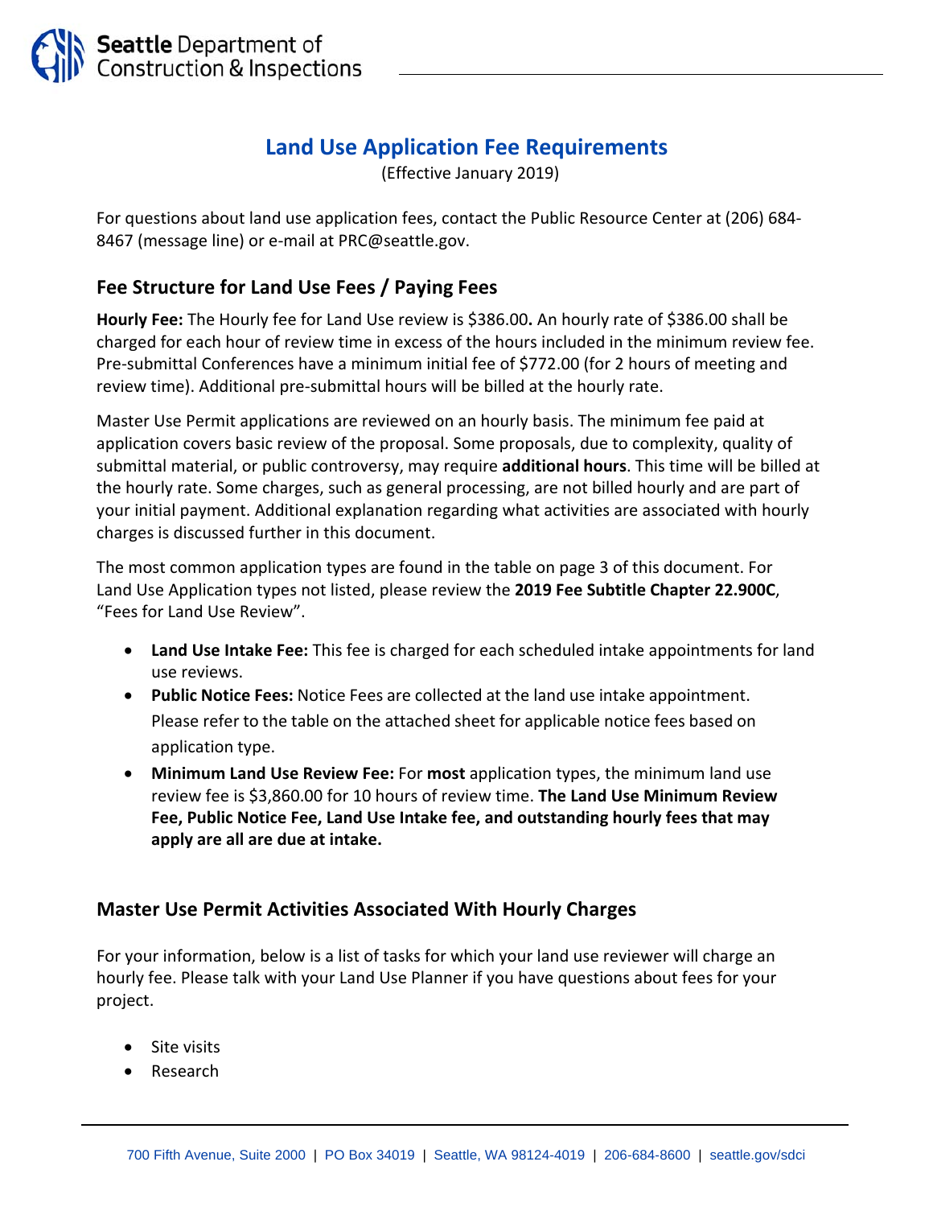# Land Use Application Fee Requirements

(Effective January 2019)

For questions about land use application fees, contact the Public Resource Center at (206) 684-8467 (message line) or e-mail at PRC@seattle.gov.

## Fee Structure for Land Use Fees / Paying Fees

**Hourly Fee:** The Hourly fee for Land Use review is $386.00**.** An hourly rate of $386.00 shall be charged for each hour of review time in excess of the hours included in the minimum review fee. Pre-submittal Conferences have a minimum initial fee of $772.00 (for 2 hours of meeting and review time). Additional pre-submittal hours will be billed at the hourly rate.

Master Use Permit applications are reviewed on an hourly basis. The minimum fee paid at application covers basic review of the proposal. Some proposals, due to complexity, quality of submittal material, or public controversy, may require **additional hours**. This time will be billed at the hourly rate. Some charges, such as general processing, are not billed hourly and are part of your initial payment. Additional explanation regarding what activities are associated with hourly charges is discussed further in this document.

The most common application types are found in the table on page 3 of this document. For Land Use Application types not listed, please review the **2019 Fee Subtitle Chapter 22.900C**, "Fees for Land Use Review".

- **Land Use Intake Fee:** This fee is charged for each scheduled intake appointments for land use reviews.
- **Public Notice Fees:** Notice Fees are collected at the land use intake appointment. Please refer to the table on the attached sheet for applicable notice fees based on application type.
- **Minimum Land Use Review Fee:** For **most** application types, the minimum land use review fee is $3,860.00 for 10 hours of review time. **The Land Use Minimum Review Fee, Public Notice Fee, Land Use Intake fee, and outstanding hourly fees that may apply are all are due at intake.**

## Master Use Permit Activities Associated With Hourly Charges

For your information, below is a list of tasks for which your land use reviewer will charge an hourly fee. Please talk with your Land Use Planner if you have questions about fees for your project.

- Site visits
- Research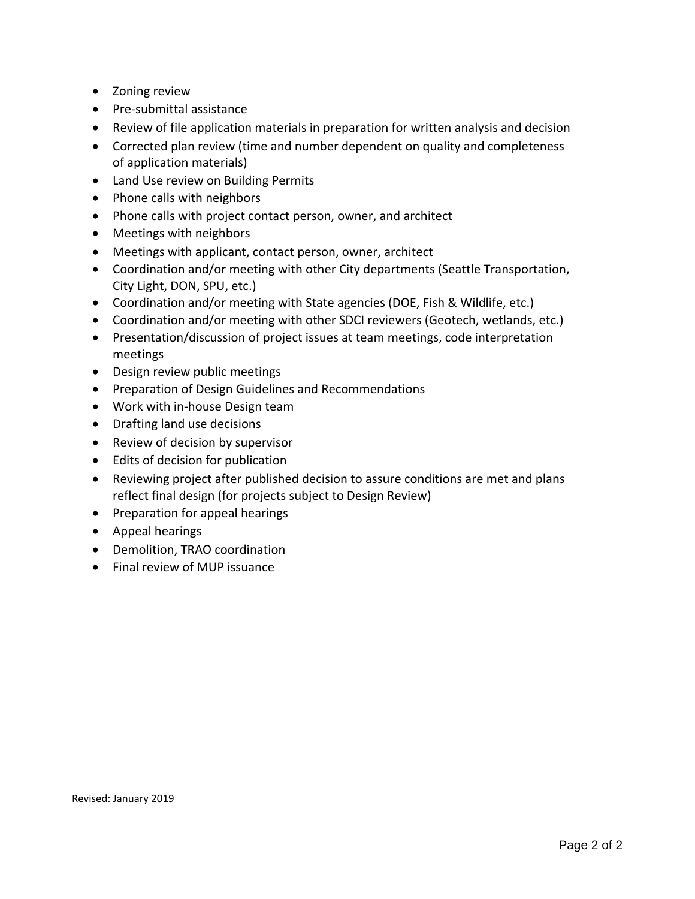- Zoning review
- Pre-submittal assistance
- Review of file application materials in preparation for written analysis and decision
- Corrected plan review (time and number dependent on quality and completeness of application materials)
- Land Use review on Building Permits
- Phone calls with neighbors
- Phone calls with project contact person, owner, and architect
- Meetings with neighbors
- Meetings with applicant, contact person, owner, architect
- Coordination and/or meeting with other City departments (Seattle Transportation, City Light, DON, SPU, etc.)
- Coordination and/or meeting with State agencies (DOE, Fish & Wildlife, etc.)
- Coordination and/or meeting with other SDCI reviewers (Geotech, wetlands, etc.)
- Presentation/discussion of project issues at team meetings, code interpretation meetings
- Design review public meetings
- Preparation of Design Guidelines and Recommendations
- Work with in-house Design team
- Drafting land use decisions
- Review of decision by supervisor
- Edits of decision for publication
- Reviewing project after published decision to assure conditions are met and plans reflect final design (for projects subject to Design Review)
- Preparation for appeal hearings
- Appeal hearings
- Demolition, TRAO coordination
- Final review of MUP issuance

Revised: January 2019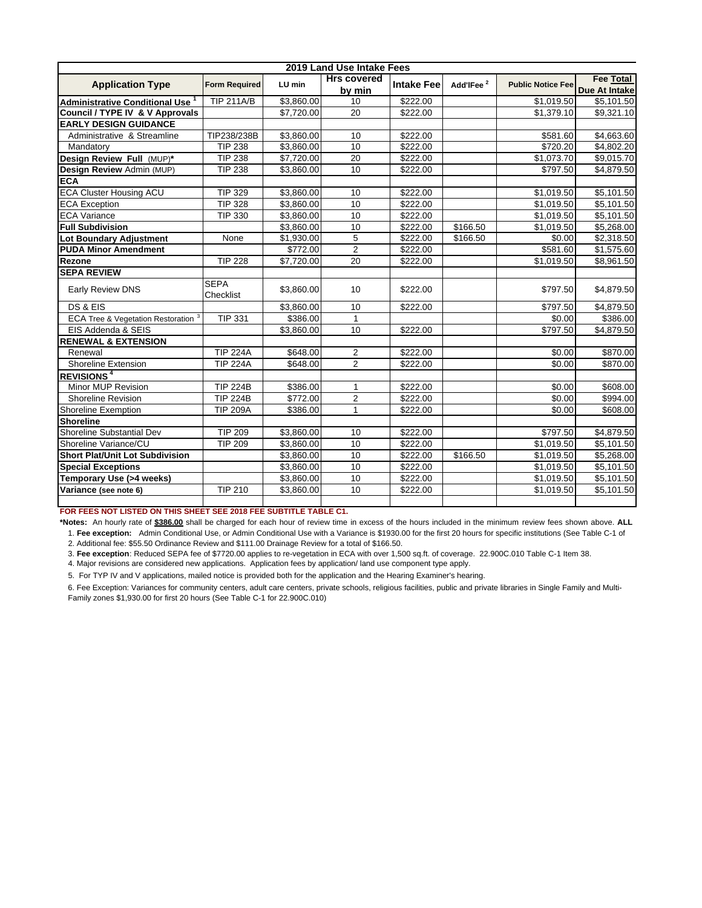## 2019 Land Use Intake Fees

| Application Type | Form Required | LU min | Hrs covered by min | Intake Fee | Add'lFee [2] | Public Notice Fee | Fee Total Due At Intake |
|---|---|---|---|---|---|---|---|
| **Administrative Conditional Use** [1] | TIP 211A/B | $3,860.00 | 10 | $222.00 | | $1,019.50 | $5,101.50 |
| **Council / TYPE IV & V Approvals** | | $7,720.00 | 20 | $222.00 | | $1,379.10 | $9,321.10 |
| **EARLY DESIGN GUIDANCE** | | | | | | | |
| Administrative & Streamline | TIP238/238B | $3,860.00 | 10 | $222.00 | | $581.60 | $4,663.60 |
| Mandatory | TIP 238 | $3,860.00 | 10 | $222.00 | | $720.20 | $4,802.20 |
| **Design Review Full** (MUP)* | TIP 238 | $7,720.00 | 20 | $222.00 | | $1,073.70 | $9,015.70 |
| **Design Review** Admin (MUP) | TIP 238 | $3,860.00 | 10 | $222.00 | | $797.50 | $4,879.50 |
| **ECA** | | | | | | | |
| ECA Cluster Housing ACU | TIP 329 | $3,860.00 | 10 | $222.00 | | $1,019.50 | $5,101.50 |
| ECA Exception | TIP 328 | $3,860.00 | 10 | $222.00 | | $1,019.50 | $5,101.50 |
| ECA Variance | TIP 330 | $3,860.00 | 10 | $222.00 | | $1,019.50 | $5,101.50 |
| **Full Subdivision** | | $3,860.00 | 10 | $222.00 | $166.50 | $1,019.50 | $5,268.00 |
| **Lot Boundary Adjustment** | None | $1,930.00 | 5 | $222.00 | $166.50 | $0.00 | $2,318.50 |
| **PUDA Minor Amendment** | | $772.00 | 2 | $222.00 | | $581.60 | $1,575.60 |
| **Rezone** | TIP 228 | $7,720.00 | 20 | $222.00 | | $1,019.50 | $8,961.50 |
| **SEPA REVIEW** | | | | | | | |
| Early Review DNS | SEPA Checklist | $3,860.00 | 10 | $222.00 | | $797.50 | $4,879.50 |
| DS & EIS | | $3,860.00 | 10 | $222.00 | | $797.50 | $4,879.50 |
| ECA Tree & Vegetation Restoration [3] | TIP 331 | $386.00 | 1 | | | $0.00 | $386.00 |
| EIS Addenda & SEIS | | $3,860.00 | 10 | $222.00 | | $797.50 | $4,879.50 |
| **RENEWAL & EXTENSION** | | | | | | | |
| Renewal | TIP 224A | $648.00 | 2 | $222.00 | | $0.00 | $870.00 |
| Shoreline Extension | TIP 224A | $648.00 | 2 | $222.00 | | $0.00 | $870.00 |
| **REVISIONS** [4] | | | | | | | |
| Minor MUP Revision | TIP 224B | $386.00 | 1 | $222.00 | | $0.00 | $608.00 |
| Shoreline Revision | TIP 224B | $772.00 | 2 | $222.00 | | $0.00 | $994.00 |
| Shoreline Exemption | TIP 209A | $386.00 | 1 | $222.00 | | $0.00 | $608.00 |
| **Shoreline** | | | | | | | |
| Shoreline Substantial Dev | TIP 209 | $3,860.00 | 10 | $222.00 | | $797.50 | $4,879.50 |
| Shoreline Variance/CU | TIP 209 | $3,860.00 | 10 | $222.00 | | $1,019.50 | $5,101.50 |
| **Short Plat/Unit Lot Subdivision** | | $3,860.00 | 10 | $222.00 | $166.50 | $1,019.50 | $5,268.00 |
| **Special Exceptions** | | $3,860.00 | 10 | $222.00 | | $1,019.50 | $5,101.50 |
| **Temporary Use (>4 weeks)** | | $3,860.00 | 10 | $222.00 | | $1,019.50 | $5,101.50 |
| **Variance** (see note 6) | TIP 210 | $3,860.00 | 10 | $222.00 | | $1,019.50 | $5,101.50 |

**FOR FEES NOT LISTED ON THIS SHEET SEE 2018 FEE SUBTITLE TABLE C1.**

***Notes:** An hourly rate of **$386.00** shall be charged for each hour of review time in excess of the hours included in the minimum review fees shown above. **ALL**

1. **Fee exception:** Admin Conditional Use, or Admin Conditional Use with a Variance is $1930.00 for the first 20 hours for specific institutions (See Table C-1 of
2. Additional fee: $55.50 Ordinance Review and $111.00 Drainage Review for a total of $166.50.
3. **Fee exception**: Reduced SEPA fee of $7720.00 applies to re-vegetation in ECA with over 1,500 sq.ft. of coverage. 22.900C.010 Table C-1 Item 38.
4. Major revisions are considered new applications. Application fees by application/ land use component type apply.
5. For TYP IV and V applications, mailed notice is provided both for the application and the Hearing Examiner's hearing.
6. Fee Exception: Variances for community centers, adult care centers, private schools, religious facilities, public and private libraries in Single Family and Multi-Family zones $1,930.00 for first 20 hours (See Table C-1 for 22.900C.010)